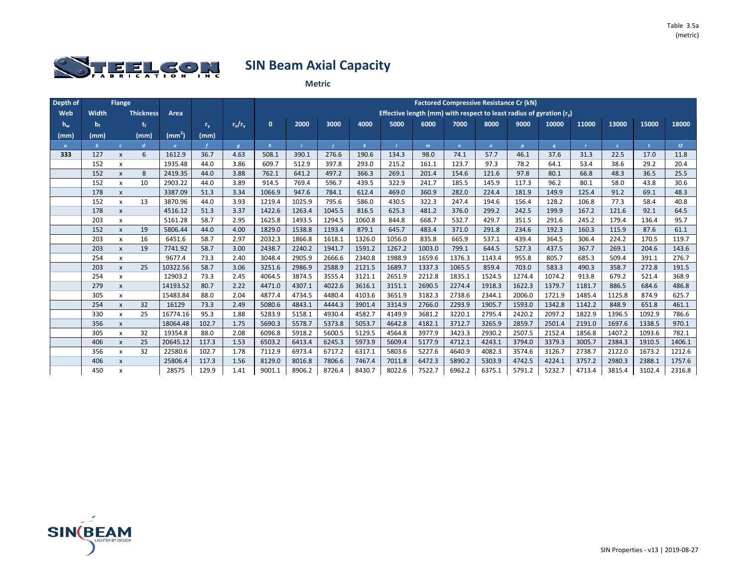Table 3.5a
(metric)

# SIN Beam Axial Capacity

**Metric**

| Depth of Web | Flange | | | | | | Factored Compressive Resistance Cr (kN) | | | | | | | | | | | | | |
|---|---|---|---|---|---|---|---|---|---|---|---|---|---|---|---|---|---|---|---|---|
| | Width | | Thickness | Area | | | Effective length (mm) with respect to least radius of gyration ($r_y$) | | | | | | | | | | | | | |
| $h_w$ | $b_f$ | | $t_f$ | | $r_y$ | $r_x/r_y$ | 0 | 2000 | 3000 | 4000 | 5000 | 6000 | 7000 | 8000 | 9000 | 10000 | 11000 | 13000 | 15000 | 18000 |
| (mm) | (mm) | | (mm) | (mm$^2$) | (mm) | | | | | | | | | | | | | | | |
| *a* | *b* | *c* | *d* | *e* | *f* | *g* | *h* | *i* | *j* | *k* | *l* | *m* | *n* | *o* | *p* | *q* | *r* | *s* | *t* | *t2* |
| **333** | 127 | x | 6 | 1612.9 | 36.7 | 4.63 | 508.1 | 390.1 | 276.6 | 190.6 | 134.3 | 98.0 | 74.1 | 57.7 | 46.1 | 37.6 | 31.3 | 22.5 | 17.0 | 11.8 |
| | 152 | x | | 1935.48 | 44.0 | 3.86 | 609.7 | 512.9 | 397.8 | 293.0 | 215.2 | 161.1 | 123.7 | 97.3 | 78.2 | 64.1 | 53.4 | 38.6 | 29.2 | 20.4 |
| | 152 | x | 8 | 2419.35 | 44.0 | 3.88 | 762.1 | 641.2 | 497.2 | 366.3 | 269.1 | 201.4 | 154.6 | 121.6 | 97.8 | 80.1 | 66.8 | 48.3 | 36.5 | 25.5 |
| | 152 | x | 10 | 2903.22 | 44.0 | 3.89 | 914.5 | 769.4 | 596.7 | 439.5 | 322.9 | 241.7 | 185.5 | 145.9 | 117.3 | 96.2 | 80.1 | 58.0 | 43.8 | 30.6 |
| | 178 | x | | 3387.09 | 51.3 | 3.34 | 1066.9 | 947.6 | 784.1 | 612.4 | 469.0 | 360.9 | 282.0 | 224.4 | 181.9 | 149.9 | 125.4 | 91.2 | 69.1 | 48.3 |
| | 152 | x | 13 | 3870.96 | 44.0 | 3.93 | 1219.4 | 1025.9 | 795.6 | 586.0 | 430.5 | 322.3 | 247.4 | 194.6 | 156.4 | 128.2 | 106.8 | 77.3 | 58.4 | 40.8 |
| | 178 | x | | 4516.12 | 51.3 | 3.37 | 1422.6 | 1263.4 | 1045.5 | 816.5 | 625.3 | 481.2 | 376.0 | 299.2 | 242.5 | 199.9 | 167.2 | 121.6 | 92.1 | 64.5 |
| | 203 | x | | 5161.28 | 58.7 | 2.95 | 1625.8 | 1493.5 | 1294.5 | 1060.8 | 844.8 | 668.7 | 532.7 | 429.7 | 351.5 | 291.6 | 245.2 | 179.4 | 136.4 | 95.7 |
| | 152 | x | 19 | 5806.44 | 44.0 | 4.00 | 1829.0 | 1538.8 | 1193.4 | 879.1 | 645.7 | 483.4 | 371.0 | 291.8 | 234.6 | 192.3 | 160.3 | 115.9 | 87.6 | 61.1 |
| | 203 | x | 16 | 6451.6 | 58.7 | 2.97 | 2032.3 | 1866.8 | 1618.1 | 1326.0 | 1056.0 | 835.8 | 665.9 | 537.1 | 439.4 | 364.5 | 306.4 | 224.2 | 170.5 | 119.7 |
| | 203 | x | 19 | 7741.92 | 58.7 | 3.00 | 2438.7 | 2240.2 | 1941.7 | 1591.2 | 1267.2 | 1003.0 | 799.1 | 644.5 | 527.3 | 437.5 | 367.7 | 269.1 | 204.6 | 143.6 |
| | 254 | x | | 9677.4 | 73.3 | 2.40 | 3048.4 | 2905.9 | 2666.6 | 2340.8 | 1988.9 | 1659.6 | 1376.3 | 1143.4 | 955.8 | 805.7 | 685.3 | 509.4 | 391.1 | 276.7 |
| | 203 | x | 25 | 10322.56 | 58.7 | 3.06 | 3251.6 | 2986.9 | 2588.9 | 2121.5 | 1689.7 | 1337.3 | 1065.5 | 859.4 | 703.0 | 583.3 | 490.3 | 358.7 | 272.8 | 191.5 |
| | 254 | x | | 12903.2 | 73.3 | 2.45 | 4064.5 | 3874.5 | 3555.4 | 3121.1 | 2651.9 | 2212.8 | 1835.1 | 1524.5 | 1274.4 | 1074.2 | 913.8 | 679.2 | 521.4 | 368.9 |
| | 279 | x | | 14193.52 | 80.7 | 2.22 | 4471.0 | 4307.1 | 4022.6 | 3616.1 | 3151.1 | 2690.5 | 2274.4 | 1918.3 | 1622.3 | 1379.7 | 1181.7 | 886.5 | 684.6 | 486.8 |
| | 305 | x | | 15483.84 | 88.0 | 2.04 | 4877.4 | 4734.5 | 4480.4 | 4103.6 | 3651.9 | 3182.3 | 2738.6 | 2344.1 | 2006.0 | 1721.9 | 1485.4 | 1125.8 | 874.9 | 625.7 |
| | 254 | x | 32 | 16129 | 73.3 | 2.49 | 5080.6 | 4843.1 | 4444.3 | 3901.4 | 3314.9 | 2766.0 | 2293.9 | 1905.7 | 1593.0 | 1342.8 | 1142.2 | 848.9 | 651.8 | 461.1 |
| | 330 | x | 25 | 16774.16 | 95.3 | 1.88 | 5283.9 | 5158.1 | 4930.4 | 4582.7 | 4149.9 | 3681.2 | 3220.1 | 2795.4 | 2420.2 | 2097.2 | 1822.9 | 1396.5 | 1092.9 | 786.6 |
| | 356 | x | | 18064.48 | 102.7 | 1.75 | 5690.3 | 5578.7 | 5373.8 | 5053.7 | 4642.8 | 4182.1 | 3712.7 | 3265.9 | 2859.7 | 2501.4 | 2191.0 | 1697.6 | 1338.5 | 970.1 |
| | 305 | x | 32 | 19354.8 | 88.0 | 2.08 | 6096.8 | 5918.2 | 5600.5 | 5129.5 | 4564.8 | 3977.9 | 3423.3 | 2930.2 | 2507.5 | 2152.4 | 1856.8 | 1407.2 | 1093.6 | 782.1 |
| | 406 | x | 25 | 20645.12 | 117.3 | 1.53 | 6503.2 | 6413.4 | 6245.3 | 5973.9 | 5609.4 | 5177.9 | 4712.1 | 4243.1 | 3794.0 | 3379.3 | 3005.7 | 2384.3 | 1910.5 | 1406.1 |
| | 356 | x | 32 | 22580.6 | 102.7 | 1.78 | 7112.9 | 6973.4 | 6717.2 | 6317.1 | 5803.6 | 5227.6 | 4640.9 | 4082.3 | 3574.6 | 3126.7 | 2738.7 | 2122.0 | 1673.2 | 1212.6 |
| | 406 | x | | 25806.4 | 117.3 | 1.56 | 8129.0 | 8016.8 | 7806.6 | 7467.4 | 7011.8 | 6472.3 | 5890.2 | 5303.9 | 4742.5 | 4224.1 | 3757.2 | 2980.3 | 2388.1 | 1757.6 |
| | 450 | x | | 28575 | 129.9 | 1.41 | 9001.1 | 8906.2 | 8726.4 | 8430.7 | 8022.6 | 7522.7 | 6962.2 | 6375.1 | 5791.2 | 5232.7 | 4713.4 | 3815.4 | 3102.4 | 2316.8 |

SIN Properties - v13 | 2019-08-27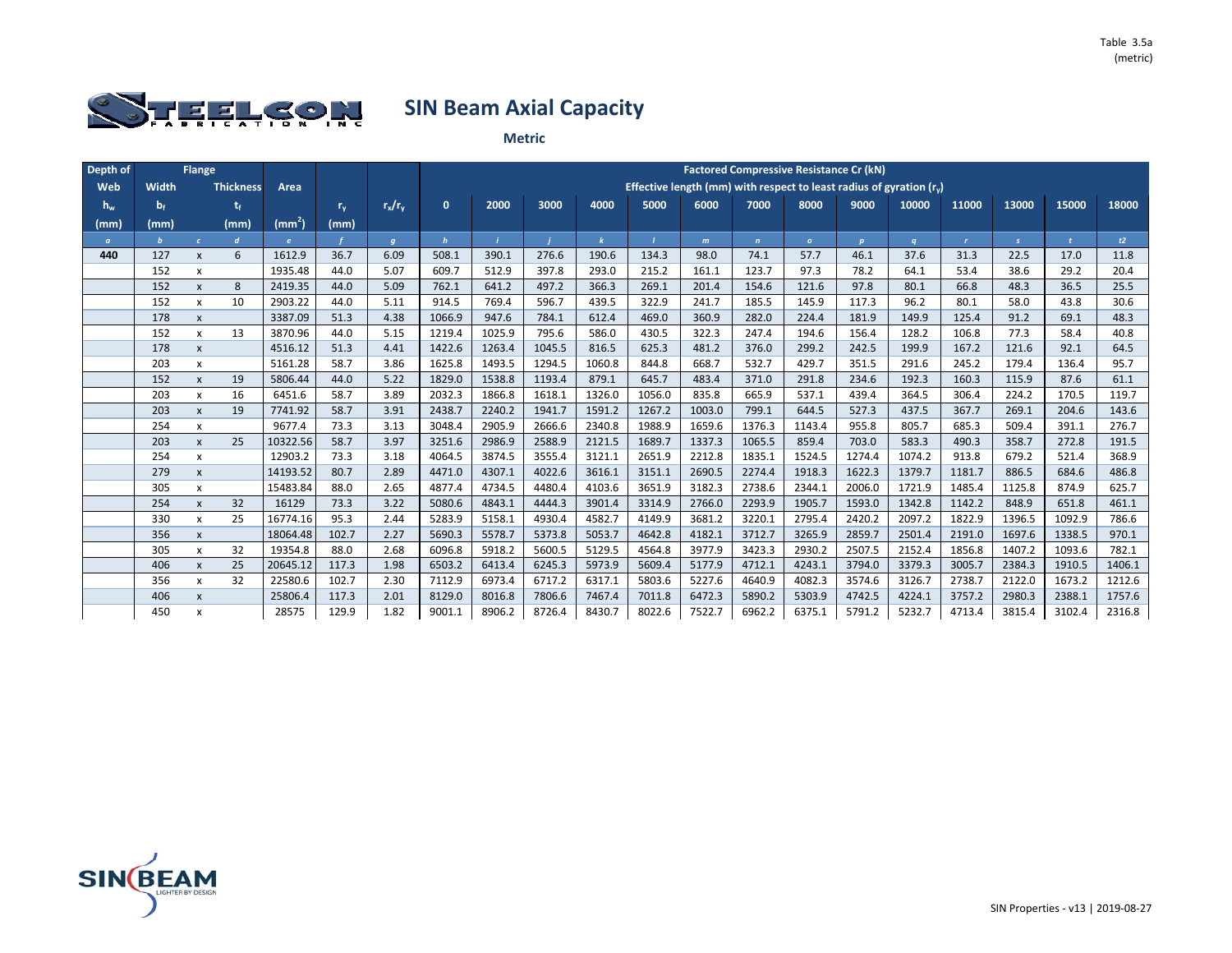Table 3.5a
(metric)

# SIN Beam Axial Capacity

**Metric**

| Depth of Web | Flange | | | Area | | | Factored Compressive Resistance Cr (kN) | | | | | | | | | | | | | |
|---|---|---|---|---|---|---|---|---|---|---|---|---|---|---|---|---|---|---|---|---|
| | Width | | Thickness | | | | Effective length (mm) with respect to least radius of gyration ($r_y$) | | | | | | | | | | | | | |
| $h_w$ | $b_f$ | | $t_f$ | | $r_y$ | $r_x/r_y$ | 0 | 2000 | 3000 | 4000 | 5000 | 6000 | 7000 | 8000 | 9000 | 10000 | 11000 | 13000 | 15000 | 18000 |
| (mm) | (mm) | | (mm) | (mm$^2$) | (mm) | | | | | | | | | | | | | | | |
| *a* | *b* | *c* | *d* | *e* | *f* | *g* | *h* | *i* | *j* | *k* | *l* | *m* | *n* | *o* | *p* | *q* | *r* | *s* | *t* | *t2* |
| **440** | 127 | x | 6 | 1612.9 | 36.7 | 6.09 | 508.1 | 390.1 | 276.6 | 190.6 | 134.3 | 98.0 | 74.1 | 57.7 | 46.1 | 37.6 | 31.3 | 22.5 | 17.0 | 11.8 |
| | 152 | x | | 1935.48 | 44.0 | 5.07 | 609.7 | 512.9 | 397.8 | 293.0 | 215.2 | 161.1 | 123.7 | 97.3 | 78.2 | 64.1 | 53.4 | 38.6 | 29.2 | 20.4 |
| | 152 | x | 8 | 2419.35 | 44.0 | 5.09 | 762.1 | 641.2 | 497.2 | 366.3 | 269.1 | 201.4 | 154.6 | 121.6 | 97.8 | 80.1 | 66.8 | 48.3 | 36.5 | 25.5 |
| | 152 | x | 10 | 2903.22 | 44.0 | 5.11 | 914.5 | 769.4 | 596.7 | 439.5 | 322.9 | 241.7 | 185.5 | 145.9 | 117.3 | 96.2 | 80.1 | 58.0 | 43.8 | 30.6 |
| | 178 | x | | 3387.09 | 51.3 | 4.38 | 1066.9 | 947.6 | 784.1 | 612.4 | 469.0 | 360.9 | 282.0 | 224.4 | 181.9 | 149.9 | 125.4 | 91.2 | 69.1 | 48.3 |
| | 152 | x | 13 | 3870.96 | 44.0 | 5.15 | 1219.4 | 1025.9 | 795.6 | 586.0 | 430.5 | 322.3 | 247.4 | 194.6 | 156.4 | 128.2 | 106.8 | 77.3 | 58.4 | 40.8 |
| | 178 | x | | 4516.12 | 51.3 | 4.41 | 1422.6 | 1263.4 | 1045.5 | 816.5 | 625.3 | 481.2 | 376.0 | 299.2 | 242.5 | 199.9 | 167.2 | 121.6 | 92.1 | 64.5 |
| | 203 | x | | 5161.28 | 58.7 | 3.86 | 1625.8 | 1493.5 | 1294.5 | 1060.8 | 844.8 | 668.7 | 532.7 | 429.7 | 351.5 | 291.6 | 245.2 | 179.4 | 136.4 | 95.7 |
| | 152 | x | 19 | 5806.44 | 44.0 | 5.22 | 1829.0 | 1538.8 | 1193.4 | 879.1 | 645.7 | 483.4 | 371.0 | 291.8 | 234.6 | 192.3 | 160.3 | 115.9 | 87.6 | 61.1 |
| | 203 | x | 16 | 6451.6 | 58.7 | 3.89 | 2032.3 | 1866.8 | 1618.1 | 1326.0 | 1056.0 | 835.8 | 665.9 | 537.1 | 439.4 | 364.5 | 306.4 | 224.2 | 170.5 | 119.7 |
| | 203 | x | 19 | 7741.92 | 58.7 | 3.91 | 2438.7 | 2240.2 | 1941.7 | 1591.2 | 1267.2 | 1003.0 | 799.1 | 644.5 | 527.3 | 437.5 | 367.7 | 269.1 | 204.6 | 143.6 |
| | 254 | x | | 9677.4 | 73.3 | 3.13 | 3048.4 | 2905.9 | 2666.6 | 2340.8 | 1988.9 | 1659.6 | 1376.3 | 1143.4 | 955.8 | 805.7 | 685.3 | 509.4 | 391.1 | 276.7 |
| | 203 | x | 25 | 10322.56 | 58.7 | 3.97 | 3251.6 | 2986.9 | 2588.9 | 2121.5 | 1689.7 | 1337.3 | 1065.5 | 859.4 | 703.0 | 583.3 | 490.3 | 358.7 | 272.8 | 191.5 |
| | 254 | x | | 12903.2 | 73.3 | 3.18 | 4064.5 | 3874.5 | 3555.4 | 3121.1 | 2651.9 | 2212.8 | 1835.1 | 1524.5 | 1274.4 | 1074.2 | 913.8 | 679.2 | 521.4 | 368.9 |
| | 279 | x | | 14193.52 | 80.7 | 2.89 | 4471.0 | 4307.1 | 4022.6 | 3616.1 | 3151.1 | 2690.5 | 2274.4 | 1918.3 | 1622.3 | 1379.7 | 1181.7 | 886.5 | 684.6 | 486.8 |
| | 305 | x | | 15483.84 | 88.0 | 2.65 | 4877.4 | 4734.5 | 4480.4 | 4103.6 | 3651.9 | 3182.3 | 2738.6 | 2344.1 | 2006.0 | 1721.9 | 1485.4 | 1125.8 | 874.9 | 625.7 |
| | 254 | x | 32 | 16129 | 73.3 | 3.22 | 5080.6 | 4843.1 | 4444.3 | 3901.4 | 3314.9 | 2766.0 | 2293.9 | 1905.7 | 1593.0 | 1342.8 | 1142.2 | 848.9 | 651.8 | 461.1 |
| | 330 | x | 25 | 16774.16 | 95.3 | 2.44 | 5283.9 | 5158.1 | 4930.4 | 4582.7 | 4149.9 | 3681.2 | 3220.1 | 2795.4 | 2420.2 | 2097.2 | 1822.9 | 1396.5 | 1092.9 | 786.6 |
| | 356 | x | | 18064.48 | 102.7 | 2.27 | 5690.3 | 5578.7 | 5373.8 | 5053.7 | 4642.8 | 4182.1 | 3712.7 | 3265.9 | 2859.7 | 2501.4 | 2191.0 | 1697.6 | 1338.5 | 970.1 |
| | 305 | x | 32 | 19354.8 | 88.0 | 2.68 | 6096.8 | 5918.2 | 5600.5 | 5129.5 | 4564.8 | 3977.9 | 3423.3 | 2930.2 | 2507.5 | 2152.4 | 1856.8 | 1407.2 | 1093.6 | 782.1 |
| | 406 | x | 25 | 20645.12 | 117.3 | 1.98 | 6503.2 | 6413.4 | 6245.3 | 5973.9 | 5609.4 | 5177.9 | 4712.1 | 4243.1 | 3794.0 | 3379.3 | 3005.7 | 2384.3 | 1910.5 | 1406.1 |
| | 356 | x | 32 | 22580.6 | 102.7 | 2.30 | 7112.9 | 6973.4 | 6717.2 | 6317.1 | 5803.6 | 5227.6 | 4640.9 | 4082.3 | 3574.6 | 3126.7 | 2738.7 | 2122.0 | 1673.2 | 1212.6 |
| | 406 | x | | 25806.4 | 117.3 | 2.01 | 8129.0 | 8016.8 | 7806.6 | 7467.4 | 7011.8 | 6472.3 | 5890.2 | 5303.9 | 4742.5 | 4224.1 | 3757.2 | 2980.3 | 2388.1 | 1757.6 |
| | 450 | x | | 28575 | 129.9 | 1.82 | 9001.1 | 8906.2 | 8726.4 | 8430.7 | 8022.6 | 7522.7 | 6962.2 | 6375.1 | 5791.2 | 5232.7 | 4713.4 | 3815.4 | 3102.4 | 2316.8 |

SIN Properties - v13 | 2019-08-27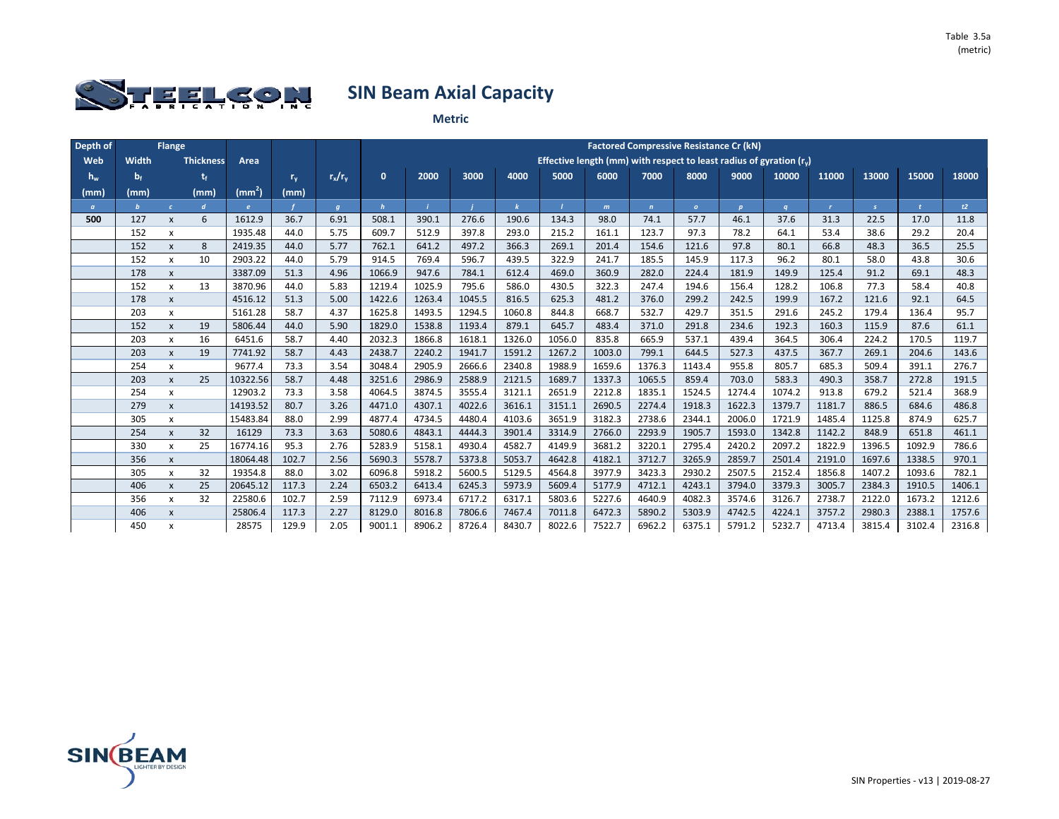Table 3.5a
(metric)

# SIN Beam Axial Capacity

**Metric**

| Depth of Web | Flange | | | Area | | | Factored Compressive Resistance Cr (kN) | | | | | | | | | | | | | |
|---|---|---|---|---|---|---|---|---|---|---|---|---|---|---|---|---|---|---|---|---|
| | Width | | Thickness | | | | Effective length (mm) with respect to least radius of gyration ($r_y$) | | | | | | | | | | | | | |
| $h_w$ | $b_f$ | | $t_f$ | | $r_y$ | $r_x/r_y$ | 0 | 2000 | 3000 | 4000 | 5000 | 6000 | 7000 | 8000 | 9000 | 10000 | 11000 | 13000 | 15000 | 18000 |
| (mm) | (mm) | | (mm) | ($mm^2$) | (mm) | | | | | | | | | | | | | | | |
| a | b | c | d | e | f | g | h | i | j | k | l | m | n | o | p | q | r | s | t | t2 |
| **500** | 127 | x | 6 | 1612.9 | 36.7 | 6.91 | 508.1 | 390.1 | 276.6 | 190.6 | 134.3 | 98.0 | 74.1 | 57.7 | 46.1 | 37.6 | 31.3 | 22.5 | 17.0 | 11.8 |
| | 152 | x | | 1935.48 | 44.0 | 5.75 | 609.7 | 512.9 | 397.8 | 293.0 | 215.2 | 161.1 | 123.7 | 97.3 | 78.2 | 64.1 | 53.4 | 38.6 | 29.2 | 20.4 |
| | 152 | x | 8 | 2419.35 | 44.0 | 5.77 | 762.1 | 641.2 | 497.2 | 366.3 | 269.1 | 201.4 | 154.6 | 121.6 | 97.8 | 80.1 | 66.8 | 48.3 | 36.5 | 25.5 |
| | 152 | x | 10 | 2903.22 | 44.0 | 5.79 | 914.5 | 769.4 | 596.7 | 439.5 | 322.9 | 241.7 | 185.5 | 145.9 | 117.3 | 96.2 | 80.1 | 58.0 | 43.8 | 30.6 |
| | 178 | x | | 3387.09 | 51.3 | 4.96 | 1066.9 | 947.6 | 784.1 | 612.4 | 469.0 | 360.9 | 282.0 | 224.4 | 181.9 | 149.9 | 125.4 | 91.2 | 69.1 | 48.3 |
| | 152 | x | 13 | 3870.96 | 44.0 | 5.83 | 1219.4 | 1025.9 | 795.6 | 586.0 | 430.5 | 322.3 | 247.4 | 194.6 | 156.4 | 128.2 | 106.8 | 77.3 | 58.4 | 40.8 |
| | 178 | x | | 4516.12 | 51.3 | 5.00 | 1422.6 | 1263.4 | 1045.5 | 816.5 | 625.3 | 481.2 | 376.0 | 299.2 | 242.5 | 199.9 | 167.2 | 121.6 | 92.1 | 64.5 |
| | 203 | x | | 5161.28 | 58.7 | 4.37 | 1625.8 | 1493.5 | 1294.5 | 1060.8 | 844.8 | 668.7 | 532.7 | 429.7 | 351.5 | 291.6 | 245.2 | 179.4 | 136.4 | 95.7 |
| | 152 | x | 19 | 5806.44 | 44.0 | 5.90 | 1829.0 | 1538.8 | 1193.4 | 879.1 | 645.7 | 483.4 | 371.0 | 291.8 | 234.6 | 192.3 | 160.3 | 115.9 | 87.6 | 61.1 |
| | 203 | x | 16 | 6451.6 | 58.7 | 4.40 | 2032.3 | 1866.8 | 1618.1 | 1326.0 | 1056.0 | 835.8 | 665.9 | 537.1 | 439.4 | 364.5 | 306.4 | 224.2 | 170.5 | 119.7 |
| | 203 | x | 19 | 7741.92 | 58.7 | 4.43 | 2438.7 | 2240.2 | 1941.7 | 1591.2 | 1267.2 | 1003.0 | 799.1 | 644.5 | 527.3 | 437.5 | 367.7 | 269.1 | 204.6 | 143.6 |
| | 254 | x | | 9677.4 | 73.3 | 3.54 | 3048.4 | 2905.9 | 2666.6 | 2340.8 | 1988.9 | 1659.6 | 1376.3 | 1143.4 | 955.8 | 805.7 | 685.3 | 509.4 | 391.1 | 276.7 |
| | 203 | x | 25 | 10322.56 | 58.7 | 4.48 | 3251.6 | 2986.9 | 2588.9 | 2121.5 | 1689.7 | 1337.3 | 1065.5 | 859.4 | 703.0 | 583.3 | 490.3 | 358.7 | 272.8 | 191.5 |
| | 254 | x | | 12903.2 | 73.3 | 3.58 | 4064.5 | 3874.5 | 3555.4 | 3121.1 | 2651.9 | 2212.8 | 1835.1 | 1524.5 | 1274.4 | 1074.2 | 913.8 | 679.2 | 521.4 | 368.9 |
| | 279 | x | | 14193.52 | 80.7 | 3.26 | 4471.0 | 4307.1 | 4022.6 | 3616.1 | 3151.1 | 2690.5 | 2274.4 | 1918.3 | 1622.3 | 1379.7 | 1181.7 | 886.5 | 684.6 | 486.8 |
| | 305 | x | | 15483.84 | 88.0 | 2.99 | 4877.4 | 4734.5 | 4480.4 | 4103.6 | 3651.9 | 3182.3 | 2738.6 | 2344.1 | 2006.0 | 1721.9 | 1485.4 | 1125.8 | 874.9 | 625.7 |
| | 254 | x | 32 | 16129 | 73.3 | 3.63 | 5080.6 | 4843.1 | 4444.3 | 3901.4 | 3314.9 | 2766.0 | 2293.9 | 1905.7 | 1593.0 | 1342.8 | 1142.2 | 848.9 | 651.8 | 461.1 |
| | 330 | x | 25 | 16774.16 | 95.3 | 2.76 | 5283.9 | 5158.1 | 4930.4 | 4582.7 | 4149.9 | 3681.2 | 3220.1 | 2795.4 | 2420.2 | 2097.2 | 1822.9 | 1396.5 | 1092.9 | 786.6 |
| | 356 | x | | 18064.48 | 102.7 | 2.56 | 5690.3 | 5578.7 | 5373.8 | 5053.7 | 4642.8 | 4182.1 | 3712.7 | 3265.9 | 2859.7 | 2501.4 | 2191.0 | 1697.6 | 1338.5 | 970.1 |
| | 305 | x | 32 | 19354.8 | 88.0 | 3.02 | 6096.8 | 5918.2 | 5600.5 | 5129.5 | 4564.8 | 3977.9 | 3423.3 | 2930.2 | 2507.5 | 2152.4 | 1856.8 | 1407.2 | 1093.6 | 782.1 |
| | 406 | x | 25 | 20645.12 | 117.3 | 2.24 | 6503.2 | 6413.4 | 6245.3 | 5973.9 | 5609.4 | 5177.9 | 4712.1 | 4243.1 | 3794.0 | 3379.3 | 3005.7 | 2384.3 | 1910.5 | 1406.1 |
| | 356 | x | 32 | 22580.6 | 102.7 | 2.59 | 7112.9 | 6973.4 | 6717.2 | 6317.1 | 5803.6 | 5227.6 | 4640.9 | 4082.3 | 3574.6 | 3126.7 | 2738.7 | 2122.0 | 1673.2 | 1212.6 |
| | 406 | x | | 25806.4 | 117.3 | 2.27 | 8129.0 | 8016.8 | 7806.6 | 7467.4 | 7011.8 | 6472.3 | 5890.2 | 5303.9 | 4742.5 | 4224.1 | 3757.2 | 2980.3 | 2388.1 | 1757.6 |
| | 450 | x | | 28575 | 129.9 | 2.05 | 9001.1 | 8906.2 | 8726.4 | 8430.7 | 8022.6 | 7522.7 | 6962.2 | 6375.1 | 5791.2 | 5232.7 | 4713.4 | 3815.4 | 3102.4 | 2316.8 |

SIN Properties - v13 | 2019-08-27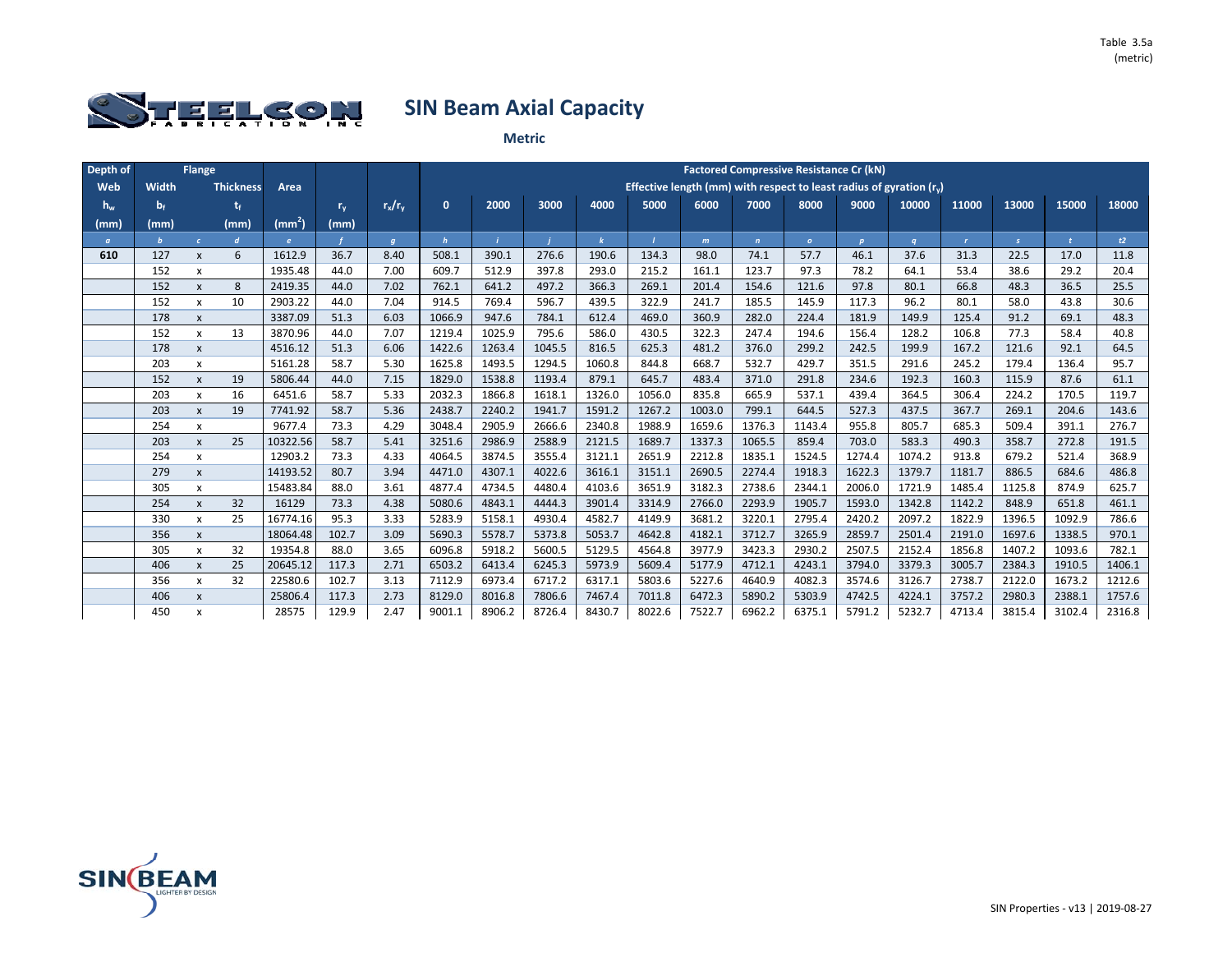Table 3.5a
(metric)

# SIN Beam Axial Capacity

**Metric**

| Depth of Web $h_w$ (mm) | Flange Width $b_f$ (mm) | | Flange Thickness $t_f$ (mm) | Area (mm$^2$) | $r_y$ (mm) | $r_x/r_y$ | Factored Compressive Resistance Cr (kN) — Effective length (mm) with respect to least radius of gyration ($r_y$): 0 | 2000 | 3000 | 4000 | 5000 | 6000 | 7000 | 8000 | 9000 | 10000 | 11000 | 13000 | 15000 | 18000 |
|---|---|---|---|---|---|---|---|---|---|---|---|---|---|---|---|---|---|---|---|---|
| a | b | c | d | e | f | g | h | i | j | k | l | m | n | o | p | q | r | s | t | t2 |
| **610** | 127 | x | 6 | 1612.9 | 36.7 | 8.40 | 508.1 | 390.1 | 276.6 | 190.6 | 134.3 | 98.0 | 74.1 | 57.7 | 46.1 | 37.6 | 31.3 | 22.5 | 17.0 | 11.8 |
| | 152 | x | | 1935.48 | 44.0 | 7.00 | 609.7 | 512.9 | 397.8 | 293.0 | 215.2 | 161.1 | 123.7 | 97.3 | 78.2 | 64.1 | 53.4 | 38.6 | 29.2 | 20.4 |
| | 152 | x | 8 | 2419.35 | 44.0 | 7.02 | 762.1 | 641.2 | 497.2 | 366.3 | 269.1 | 201.4 | 154.6 | 121.6 | 97.8 | 80.1 | 66.8 | 48.3 | 36.5 | 25.5 |
| | 152 | x | 10 | 2903.22 | 44.0 | 7.04 | 914.5 | 769.4 | 596.7 | 439.5 | 322.9 | 241.7 | 185.5 | 145.9 | 117.3 | 96.2 | 80.1 | 58.0 | 43.8 | 30.6 |
| | 178 | x | | 3387.09 | 51.3 | 6.03 | 1066.9 | 947.6 | 784.1 | 612.4 | 469.0 | 360.9 | 282.0 | 224.4 | 181.9 | 149.9 | 125.4 | 91.2 | 69.1 | 48.3 |
| | 152 | x | 13 | 3870.96 | 44.0 | 7.07 | 1219.4 | 1025.9 | 795.6 | 586.0 | 430.5 | 322.3 | 247.4 | 194.6 | 156.4 | 128.2 | 106.8 | 77.3 | 58.4 | 40.8 |
| | 178 | x | | 4516.12 | 51.3 | 6.06 | 1422.6 | 1263.4 | 1045.5 | 816.5 | 625.3 | 481.2 | 376.0 | 299.2 | 242.5 | 199.9 | 167.2 | 121.6 | 92.1 | 64.5 |
| | 203 | x | | 5161.28 | 58.7 | 5.30 | 1625.8 | 1493.5 | 1294.5 | 1060.8 | 844.8 | 668.7 | 532.7 | 429.7 | 351.5 | 291.6 | 245.2 | 179.4 | 136.4 | 95.7 |
| | 152 | x | 19 | 5806.44 | 44.0 | 7.15 | 1829.0 | 1538.8 | 1193.4 | 879.1 | 645.7 | 483.4 | 371.0 | 291.8 | 234.6 | 192.3 | 160.3 | 115.9 | 87.6 | 61.1 |
| | 203 | x | 16 | 6451.6 | 58.7 | 5.33 | 2032.3 | 1866.8 | 1618.1 | 1326.0 | 1056.0 | 835.8 | 665.9 | 537.1 | 439.4 | 364.5 | 306.4 | 224.2 | 170.5 | 119.7 |
| | 203 | x | 19 | 7741.92 | 58.7 | 5.36 | 2438.7 | 2240.2 | 1941.7 | 1591.2 | 1267.2 | 1003.0 | 799.1 | 644.5 | 527.3 | 437.5 | 367.7 | 269.1 | 204.6 | 143.6 |
| | 254 | x | | 9677.4 | 73.3 | 4.29 | 3048.4 | 2905.9 | 2666.6 | 2340.8 | 1988.9 | 1659.6 | 1376.3 | 1143.4 | 955.8 | 805.7 | 685.3 | 509.4 | 391.1 | 276.7 |
| | 203 | x | 25 | 10322.56 | 58.7 | 5.41 | 3251.6 | 2986.9 | 2588.9 | 2121.5 | 1689.7 | 1337.3 | 1065.5 | 859.4 | 703.0 | 583.3 | 490.3 | 358.7 | 272.8 | 191.5 |
| | 254 | x | | 12903.2 | 73.3 | 4.33 | 4064.5 | 3874.5 | 3555.4 | 3121.1 | 2651.9 | 2212.8 | 1835.1 | 1524.5 | 1274.4 | 1074.2 | 913.8 | 679.2 | 521.4 | 368.9 |
| | 279 | x | | 14193.52 | 80.7 | 3.94 | 4471.0 | 4307.1 | 4022.6 | 3616.1 | 3151.1 | 2690.5 | 2274.4 | 1918.3 | 1622.3 | 1379.7 | 1181.7 | 886.5 | 684.6 | 486.8 |
| | 305 | x | | 15483.84 | 88.0 | 3.61 | 4877.4 | 4734.5 | 4480.4 | 4103.6 | 3651.9 | 3182.3 | 2738.6 | 2344.1 | 2006.0 | 1721.9 | 1485.4 | 1125.8 | 874.9 | 625.7 |
| | 254 | x | 32 | 16129 | 73.3 | 4.38 | 5080.6 | 4843.1 | 4444.3 | 3901.4 | 3314.9 | 2766.0 | 2293.9 | 1905.7 | 1593.0 | 1342.8 | 1142.2 | 848.9 | 651.8 | 461.1 |
| | 330 | x | 25 | 16774.16 | 95.3 | 3.33 | 5283.9 | 5158.1 | 4930.4 | 4582.7 | 4149.9 | 3681.2 | 3220.1 | 2795.4 | 2420.2 | 2097.2 | 1822.9 | 1396.5 | 1092.9 | 786.6 |
| | 356 | x | | 18064.48 | 102.7 | 3.09 | 5690.3 | 5578.7 | 5373.8 | 5053.7 | 4642.8 | 4182.1 | 3712.7 | 3265.9 | 2859.7 | 2501.4 | 2191.0 | 1697.6 | 1338.5 | 970.1 |
| | 305 | x | 32 | 19354.8 | 88.0 | 3.65 | 6096.8 | 5918.2 | 5600.5 | 5129.5 | 4564.8 | 3977.9 | 3423.3 | 2930.2 | 2507.5 | 2152.4 | 1856.8 | 1407.2 | 1093.6 | 782.1 |
| | 406 | x | 25 | 20645.12 | 117.3 | 2.71 | 6503.2 | 6413.4 | 6245.3 | 5973.9 | 5609.4 | 5177.9 | 4712.1 | 4243.1 | 3794.0 | 3379.3 | 3005.7 | 2384.3 | 1910.5 | 1406.1 |
| | 356 | x | 32 | 22580.6 | 102.7 | 3.13 | 7112.9 | 6973.4 | 6717.2 | 6317.1 | 5803.6 | 5227.6 | 4640.9 | 4082.3 | 3574.6 | 3126.7 | 2738.7 | 2122.0 | 1673.2 | 1212.6 |
| | 406 | x | | 25806.4 | 117.3 | 2.73 | 8129.0 | 8016.8 | 7806.6 | 7467.4 | 7011.8 | 6472.3 | 5890.2 | 5303.9 | 4742.5 | 4224.1 | 3757.2 | 2980.3 | 2388.1 | 1757.6 |
| | 450 | x | | 28575 | 129.9 | 2.47 | 9001.1 | 8906.2 | 8726.4 | 8430.7 | 8022.6 | 7522.7 | 6962.2 | 6375.1 | 5791.2 | 5232.7 | 4713.4 | 3815.4 | 3102.4 | 2316.8 |

SIN Properties - v13 | 2019-08-27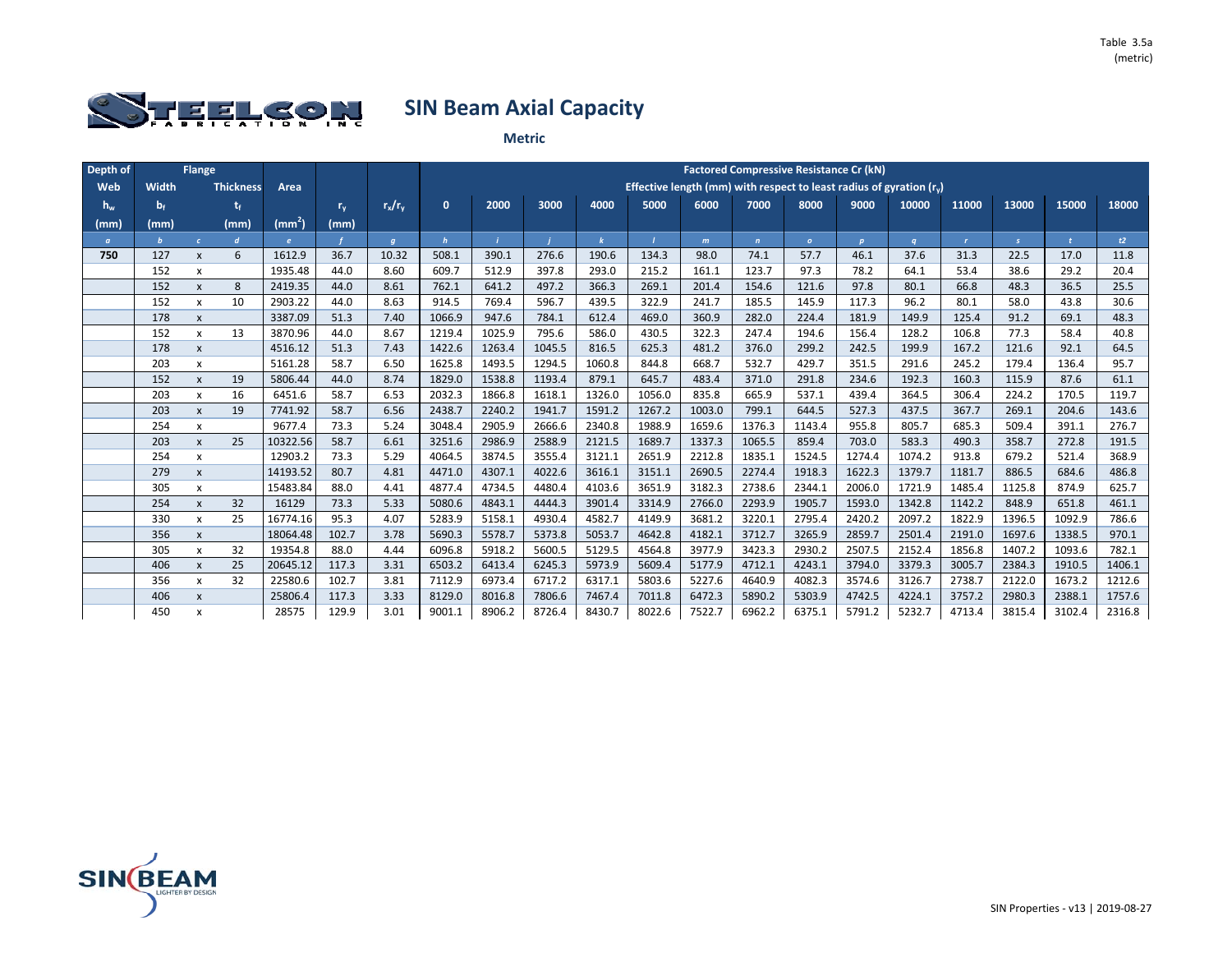Table 3.5a
(metric)

# SIN Beam Axial Capacity

**Metric**

| Depth of Web $h_w$ (mm) | Flange Width $b_f$ (mm) | | Flange Thickness $t_f$ (mm) | Area (mm$^2$) | $r_y$ (mm) | $r_x/r_y$ | Factored Compressive Resistance Cr (kN) — Effective length (mm) with respect to least radius of gyration ($r_y$): 0 | 2000 | 3000 | 4000 | 5000 | 6000 | 7000 | 8000 | 9000 | 10000 | 11000 | 13000 | 15000 | 18000 |
|---|---|---|---|---|---|---|---|---|---|---|---|---|---|---|---|---|---|---|---|---|
| a | b | c | d | e | f | g | h | i | j | k | l | m | n | o | p | q | r | s | t | t2 |
| **750** | 127 | x | 6 | 1612.9 | 36.7 | 10.32 | 508.1 | 390.1 | 276.6 | 190.6 | 134.3 | 98.0 | 74.1 | 57.7 | 46.1 | 37.6 | 31.3 | 22.5 | 17.0 | 11.8 |
| | 152 | x | | 1935.48 | 44.0 | 8.60 | 609.7 | 512.9 | 397.8 | 293.0 | 215.2 | 161.1 | 123.7 | 97.3 | 78.2 | 64.1 | 53.4 | 38.6 | 29.2 | 20.4 |
| | 152 | x | 8 | 2419.35 | 44.0 | 8.61 | 762.1 | 641.2 | 497.2 | 366.3 | 269.1 | 201.4 | 154.6 | 121.6 | 97.8 | 80.1 | 66.8 | 48.3 | 36.5 | 25.5 |
| | 152 | x | 10 | 2903.22 | 44.0 | 8.63 | 914.5 | 769.4 | 596.7 | 439.5 | 322.9 | 241.7 | 185.5 | 145.9 | 117.3 | 96.2 | 80.1 | 58.0 | 43.8 | 30.6 |
| | 178 | x | | 3387.09 | 51.3 | 7.40 | 1066.9 | 947.6 | 784.1 | 612.4 | 469.0 | 360.9 | 282.0 | 224.4 | 181.9 | 149.9 | 125.4 | 91.2 | 69.1 | 48.3 |
| | 152 | x | 13 | 3870.96 | 44.0 | 8.67 | 1219.4 | 1025.9 | 795.6 | 586.0 | 430.5 | 322.3 | 247.4 | 194.6 | 156.4 | 128.2 | 106.8 | 77.3 | 58.4 | 40.8 |
| | 178 | x | | 4516.12 | 51.3 | 7.43 | 1422.6 | 1263.4 | 1045.5 | 816.5 | 625.3 | 481.2 | 376.0 | 299.2 | 242.5 | 199.9 | 167.2 | 121.6 | 92.1 | 64.5 |
| | 203 | x | | 5161.28 | 58.7 | 6.50 | 1625.8 | 1493.5 | 1294.5 | 1060.8 | 844.8 | 668.7 | 532.7 | 429.7 | 351.5 | 291.6 | 245.2 | 179.4 | 136.4 | 95.7 |
| | 152 | x | 19 | 5806.44 | 44.0 | 8.74 | 1829.0 | 1538.8 | 1193.4 | 879.1 | 645.7 | 483.4 | 371.0 | 291.8 | 234.6 | 192.3 | 160.3 | 115.9 | 87.6 | 61.1 |
| | 203 | x | 16 | 6451.6 | 58.7 | 6.53 | 2032.3 | 1866.8 | 1618.1 | 1326.0 | 1056.0 | 835.8 | 665.9 | 537.1 | 439.4 | 364.5 | 306.4 | 224.2 | 170.5 | 119.7 |
| | 203 | x | 19 | 7741.92 | 58.7 | 6.56 | 2438.7 | 2240.2 | 1941.7 | 1591.2 | 1267.2 | 1003.0 | 799.1 | 644.5 | 527.3 | 437.5 | 367.7 | 269.1 | 204.6 | 143.6 |
| | 254 | x | | 9677.4 | 73.3 | 5.24 | 3048.4 | 2905.9 | 2666.6 | 2340.8 | 1988.9 | 1659.6 | 1376.3 | 1143.4 | 955.8 | 805.7 | 685.3 | 509.4 | 391.1 | 276.7 |
| | 203 | x | 25 | 10322.56 | 58.7 | 6.61 | 3251.6 | 2986.9 | 2588.9 | 2121.5 | 1689.7 | 1337.3 | 1065.5 | 859.4 | 703.0 | 583.3 | 490.3 | 358.7 | 272.8 | 191.5 |
| | 254 | x | | 12903.2 | 73.3 | 5.29 | 4064.5 | 3874.5 | 3555.4 | 3121.1 | 2651.9 | 2212.8 | 1835.1 | 1524.5 | 1274.4 | 1074.2 | 913.8 | 679.2 | 521.4 | 368.9 |
| | 279 | x | | 14193.52 | 80.7 | 4.81 | 4471.0 | 4307.1 | 4022.6 | 3616.1 | 3151.1 | 2690.5 | 2274.4 | 1918.3 | 1622.3 | 1379.7 | 1181.7 | 886.5 | 684.6 | 486.8 |
| | 305 | x | | 15483.84 | 88.0 | 4.41 | 4877.4 | 4734.5 | 4480.4 | 4103.6 | 3651.9 | 3182.3 | 2738.6 | 2344.1 | 2006.0 | 1721.9 | 1485.4 | 1125.8 | 874.9 | 625.7 |
| | 254 | x | 32 | 16129 | 73.3 | 5.33 | 5080.6 | 4843.1 | 4444.3 | 3901.4 | 3314.9 | 2766.0 | 2293.9 | 1905.7 | 1593.0 | 1342.8 | 1142.2 | 848.9 | 651.8 | 461.1 |
| | 330 | x | 25 | 16774.16 | 95.3 | 4.07 | 5283.9 | 5158.1 | 4930.4 | 4582.7 | 4149.9 | 3681.2 | 3220.1 | 2795.4 | 2420.2 | 2097.2 | 1822.9 | 1396.5 | 1092.9 | 786.6 |
| | 356 | x | | 18064.48 | 102.7 | 3.78 | 5690.3 | 5578.7 | 5373.8 | 5053.7 | 4642.8 | 4182.1 | 3712.7 | 3265.9 | 2859.7 | 2501.4 | 2191.0 | 1697.6 | 1338.5 | 970.1 |
| | 305 | x | 32 | 19354.8 | 88.0 | 4.44 | 6096.8 | 5918.2 | 5600.5 | 5129.5 | 4564.8 | 3977.9 | 3423.3 | 2930.2 | 2507.5 | 2152.4 | 1856.8 | 1407.2 | 1093.6 | 782.1 |
| | 406 | x | 25 | 20645.12 | 117.3 | 3.31 | 6503.2 | 6413.4 | 6245.3 | 5973.9 | 5609.4 | 5177.9 | 4712.1 | 4243.1 | 3794.0 | 3379.3 | 3005.7 | 2384.3 | 1910.5 | 1406.1 |
| | 356 | x | 32 | 22580.6 | 102.7 | 3.81 | 7112.9 | 6973.4 | 6717.2 | 6317.1 | 5803.6 | 5227.6 | 4640.9 | 4082.3 | 3574.6 | 3126.7 | 2738.7 | 2122.0 | 1673.2 | 1212.6 |
| | 406 | x | | 25806.4 | 117.3 | 3.33 | 8129.0 | 8016.8 | 7806.6 | 7467.4 | 7011.8 | 6472.3 | 5890.2 | 5303.9 | 4742.5 | 4224.1 | 3757.2 | 2980.3 | 2388.1 | 1757.6 |
| | 450 | x | | 28575 | 129.9 | 3.01 | 9001.1 | 8906.2 | 8726.4 | 8430.7 | 8022.6 | 7522.7 | 6962.2 | 6375.1 | 5791.2 | 5232.7 | 4713.4 | 3815.4 | 3102.4 | 2316.8 |

SIN Properties - v13 | 2019-08-27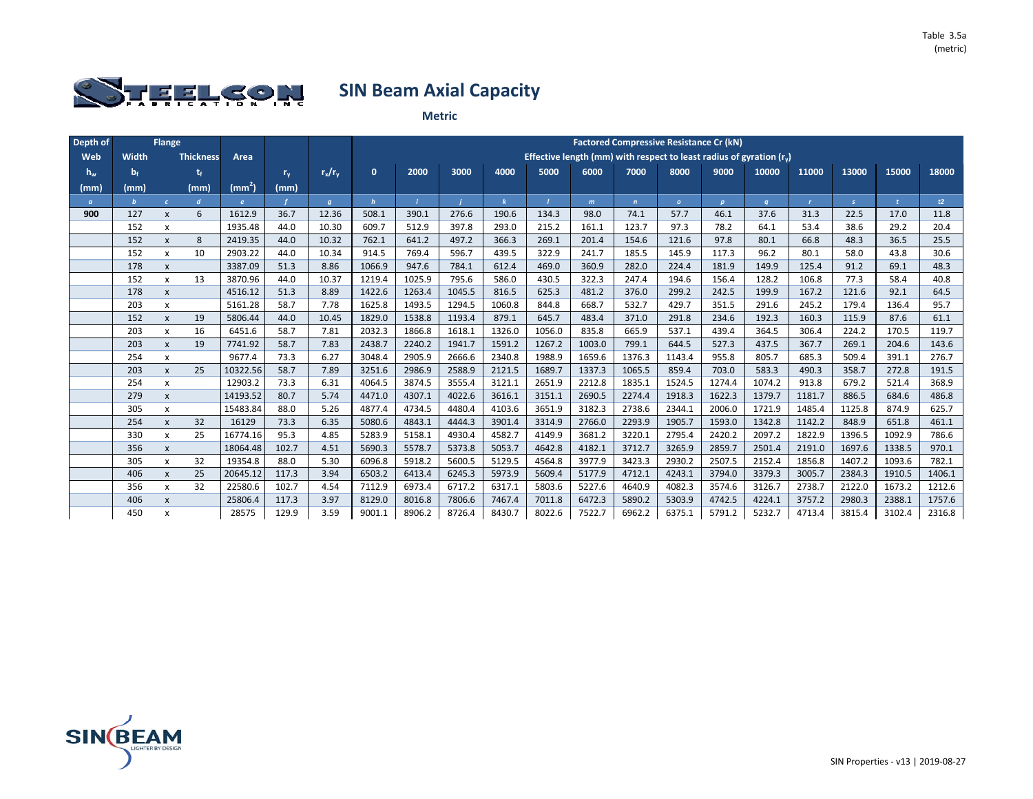# SIN Beam Axial Capacity

**Metric**

| Depth of Web | Flange | | | Area | | | Factored Compressive Resistance Cr (kN) | | | | | | | | | | | | | |
|---|---|---|---|---|---|---|---|---|---|---|---|---|---|---|---|---|---|---|---|---|
| | Width | | Thickness | | | | Effective length (mm) with respect to least radius of gyration ($r_y$) | | | | | | | | | | | | | |
| $h_w$ | $b_f$ | | $t_f$ | | $r_y$ | $r_x/r_y$ | 0 | 2000 | 3000 | 4000 | 5000 | 6000 | 7000 | 8000 | 9000 | 10000 | 11000 | 13000 | 15000 | 18000 |
| (mm) | (mm) | | (mm) | (mm$^2$) | (mm) | | | | | | | | | | | | | | | |
| a | b | c | d | e | f | g | h | i | j | k | l | m | n | o | p | q | r | s | t | t2 |
| **900** | 127 | x | 6 | 1612.9 | 36.7 | 12.36 | 508.1 | 390.1 | 276.6 | 190.6 | 134.3 | 98.0 | 74.1 | 57.7 | 46.1 | 37.6 | 31.3 | 22.5 | 17.0 | 11.8 |
| | 152 | x | | 1935.48 | 44.0 | 10.30 | 609.7 | 512.9 | 397.8 | 293.0 | 215.2 | 161.1 | 123.7 | 97.3 | 78.2 | 64.1 | 53.4 | 38.6 | 29.2 | 20.4 |
| | 152 | x | 8 | 2419.35 | 44.0 | 10.32 | 762.1 | 641.2 | 497.2 | 366.3 | 269.1 | 201.4 | 154.6 | 121.6 | 97.8 | 80.1 | 66.8 | 48.3 | 36.5 | 25.5 |
| | 152 | x | 10 | 2903.22 | 44.0 | 10.34 | 914.5 | 769.4 | 596.7 | 439.5 | 322.9 | 241.7 | 185.5 | 145.9 | 117.3 | 96.2 | 80.1 | 58.0 | 43.8 | 30.6 |
| | 178 | x | | 3387.09 | 51.3 | 8.86 | 1066.9 | 947.6 | 784.1 | 612.4 | 469.0 | 360.9 | 282.0 | 224.4 | 181.9 | 149.9 | 125.4 | 91.2 | 69.1 | 48.3 |
| | 152 | x | 13 | 3870.96 | 44.0 | 10.37 | 1219.4 | 1025.9 | 795.6 | 586.0 | 430.5 | 322.3 | 247.4 | 194.6 | 156.4 | 128.2 | 106.8 | 77.3 | 58.4 | 40.8 |
| | 178 | x | | 4516.12 | 51.3 | 8.89 | 1422.6 | 1263.4 | 1045.5 | 816.5 | 625.3 | 481.2 | 376.0 | 299.2 | 242.5 | 199.9 | 167.2 | 121.6 | 92.1 | 64.5 |
| | 203 | x | | 5161.28 | 58.7 | 7.78 | 1625.8 | 1493.5 | 1294.5 | 1060.8 | 844.8 | 668.7 | 532.7 | 429.7 | 351.5 | 291.6 | 245.2 | 179.4 | 136.4 | 95.7 |
| | 152 | x | 19 | 5806.44 | 44.0 | 10.45 | 1829.0 | 1538.8 | 1193.4 | 879.1 | 645.7 | 483.4 | 371.0 | 291.8 | 234.6 | 192.3 | 160.3 | 115.9 | 87.6 | 61.1 |
| | 203 | x | 16 | 6451.6 | 58.7 | 7.81 | 2032.3 | 1866.8 | 1618.1 | 1326.0 | 1056.0 | 835.8 | 665.9 | 537.1 | 439.4 | 364.5 | 306.4 | 224.2 | 170.5 | 119.7 |
| | 203 | x | 19 | 7741.92 | 58.7 | 7.83 | 2438.7 | 2240.2 | 1941.7 | 1591.2 | 1267.2 | 1003.0 | 799.1 | 644.5 | 527.3 | 437.5 | 367.7 | 269.1 | 204.6 | 143.6 |
| | 254 | x | | 9677.4 | 73.3 | 6.27 | 3048.4 | 2905.9 | 2666.6 | 2340.8 | 1988.9 | 1659.6 | 1376.3 | 1143.4 | 955.8 | 805.7 | 685.3 | 509.4 | 391.1 | 276.7 |
| | 203 | x | 25 | 10322.56 | 58.7 | 7.89 | 3251.6 | 2986.9 | 2588.9 | 2121.5 | 1689.7 | 1337.3 | 1065.5 | 859.4 | 703.0 | 583.3 | 490.3 | 358.7 | 272.8 | 191.5 |
| | 254 | x | | 12903.2 | 73.3 | 6.31 | 4064.5 | 3874.5 | 3555.4 | 3121.1 | 2651.9 | 2212.8 | 1835.1 | 1524.5 | 1274.4 | 1074.2 | 913.8 | 679.2 | 521.4 | 368.9 |
| | 279 | x | | 14193.52 | 80.7 | 5.74 | 4471.0 | 4307.1 | 4022.6 | 3616.1 | 3151.1 | 2690.5 | 2274.4 | 1918.3 | 1622.3 | 1379.7 | 1181.7 | 886.5 | 684.6 | 486.8 |
| | 305 | x | | 15483.84 | 88.0 | 5.26 | 4877.4 | 4734.5 | 4480.4 | 4103.6 | 3651.9 | 3182.3 | 2738.6 | 2344.1 | 2006.0 | 1721.9 | 1485.4 | 1125.8 | 874.9 | 625.7 |
| | 254 | x | 32 | 16129 | 73.3 | 6.35 | 5080.6 | 4843.1 | 4444.3 | 3901.4 | 3314.9 | 2766.0 | 2293.9 | 1905.7 | 1593.0 | 1342.8 | 1142.2 | 848.9 | 651.8 | 461.1 |
| | 330 | x | 25 | 16774.16 | 95.3 | 4.85 | 5283.9 | 5158.1 | 4930.4 | 4582.7 | 4149.9 | 3681.2 | 3220.1 | 2795.4 | 2420.2 | 2097.2 | 1822.9 | 1396.5 | 1092.9 | 786.6 |
| | 356 | x | | 18064.48 | 102.7 | 4.51 | 5690.3 | 5578.7 | 5373.8 | 5053.7 | 4642.8 | 4182.1 | 3712.7 | 3265.9 | 2859.7 | 2501.4 | 2191.0 | 1697.6 | 1338.5 | 970.1 |
| | 305 | x | 32 | 19354.8 | 88.0 | 5.30 | 6096.8 | 5918.2 | 5600.5 | 5129.5 | 4564.8 | 3977.9 | 3423.3 | 2930.2 | 2507.5 | 2152.4 | 1856.8 | 1407.2 | 1093.6 | 782.1 |
| | 406 | x | 25 | 20645.12 | 117.3 | 3.94 | 6503.2 | 6413.4 | 6245.3 | 5973.9 | 5609.4 | 5177.9 | 4712.1 | 4243.1 | 3794.0 | 3379.3 | 3005.7 | 2384.3 | 1910.5 | 1406.1 |
| | 356 | x | 32 | 22580.6 | 102.7 | 4.54 | 7112.9 | 6973.4 | 6717.2 | 6317.1 | 5803.6 | 5227.6 | 4640.9 | 4082.3 | 3574.6 | 3126.7 | 2738.7 | 2122.0 | 1673.2 | 1212.6 |
| | 406 | x | | 25806.4 | 117.3 | 3.97 | 8129.0 | 8016.8 | 7806.6 | 7467.4 | 7011.8 | 6472.3 | 5890.2 | 5303.9 | 4742.5 | 4224.1 | 3757.2 | 2980.3 | 2388.1 | 1757.6 |
| | 450 | x | | 28575 | 129.9 | 3.59 | 9001.1 | 8906.2 | 8726.4 | 8430.7 | 8022.6 | 7522.7 | 6962.2 | 6375.1 | 5791.2 | 5232.7 | 4713.4 | 3815.4 | 3102.4 | 2316.8 |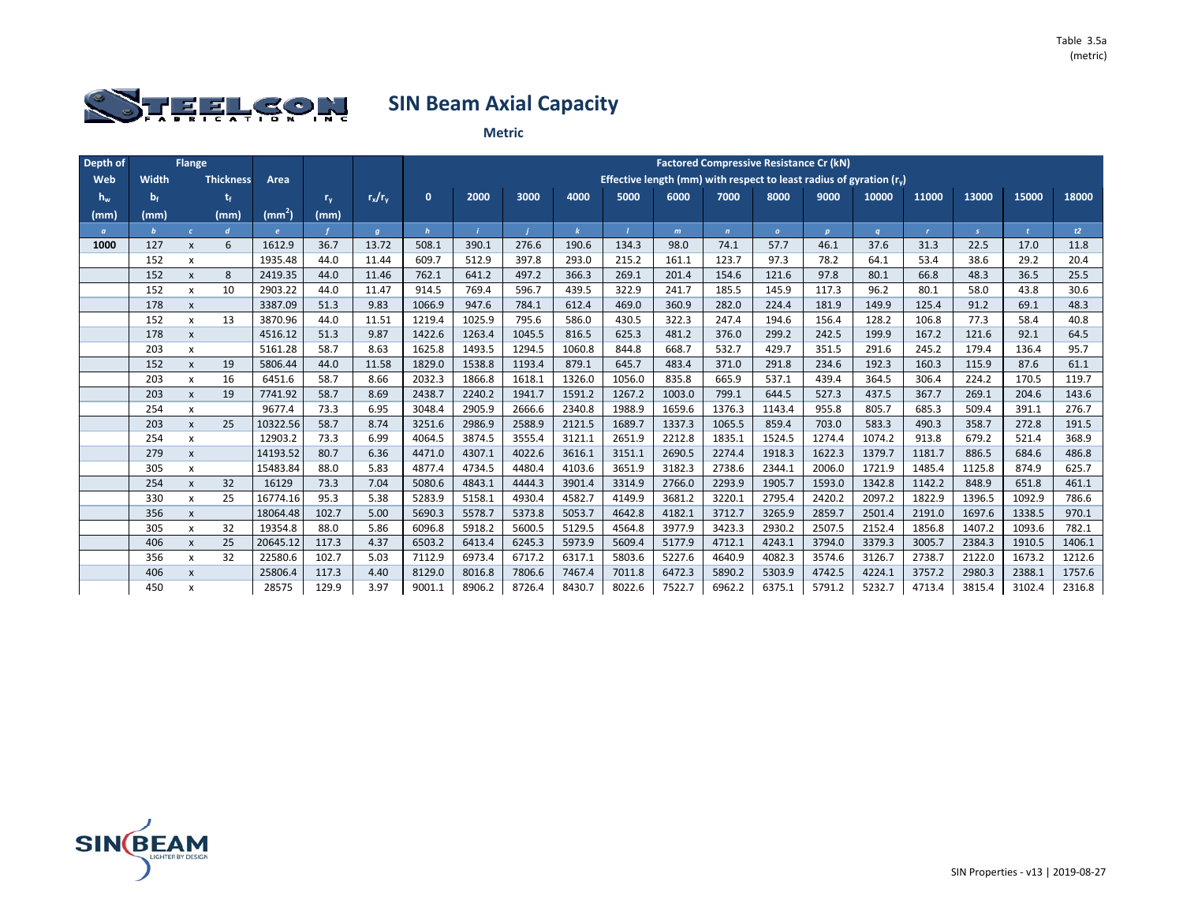Table 3.5a
(metric)

# SIN Beam Axial Capacity

**Metric**

| Depth of Web | Flange | | | Area | | | Factored Compressive Resistance Cr (kN) | | | | | | | | | | | | | |
|---|---|---|---|---|---|---|---|---|---|---|---|---|---|---|---|---|---|---|---|---|
| | Width | | Thickness | | | | Effective length (mm) with respect to least radius of gyration ($r_y$) | | | | | | | | | | | | | |
| $h_w$ | $b_f$ | | $t_f$ | | $r_y$ | $r_x/r_y$ | 0 | 2000 | 3000 | 4000 | 5000 | 6000 | 7000 | 8000 | 9000 | 10000 | 11000 | 13000 | 15000 | 18000 |
| (mm) | (mm) | | (mm) | (mm$^2$) | (mm) | | | | | | | | | | | | | | | |
| *a* | *b* | *c* | *d* | *e* | *f* | *g* | *h* | *i* | *j* | *k* | *l* | *m* | *n* | *o* | *p* | *q* | *r* | *s* | *t* | *t2* |
| **1000** | 127 | x | 6 | 1612.9 | 36.7 | 13.72 | 508.1 | 390.1 | 276.6 | 190.6 | 134.3 | 98.0 | 74.1 | 57.7 | 46.1 | 37.6 | 31.3 | 22.5 | 17.0 | 11.8 |
| | 152 | x | | 1935.48 | 44.0 | 11.44 | 609.7 | 512.9 | 397.8 | 293.0 | 215.2 | 161.1 | 123.7 | 97.3 | 78.2 | 64.1 | 53.4 | 38.6 | 29.2 | 20.4 |
| | 152 | x | 8 | 2419.35 | 44.0 | 11.46 | 762.1 | 641.2 | 497.2 | 366.3 | 269.1 | 201.4 | 154.6 | 121.6 | 97.8 | 80.1 | 66.8 | 48.3 | 36.5 | 25.5 |
| | 152 | x | 10 | 2903.22 | 44.0 | 11.47 | 914.5 | 769.4 | 596.7 | 439.5 | 322.9 | 241.7 | 185.5 | 145.9 | 117.3 | 96.2 | 80.1 | 58.0 | 43.8 | 30.6 |
| | 178 | x | | 3387.09 | 51.3 | 9.83 | 1066.9 | 947.6 | 784.1 | 612.4 | 469.0 | 360.9 | 282.0 | 224.4 | 181.9 | 149.9 | 125.4 | 91.2 | 69.1 | 48.3 |
| | 152 | x | 13 | 3870.96 | 44.0 | 11.51 | 1219.4 | 1025.9 | 795.6 | 586.0 | 430.5 | 322.3 | 247.4 | 194.6 | 156.4 | 128.2 | 106.8 | 77.3 | 58.4 | 40.8 |
| | 178 | x | | 4516.12 | 51.3 | 9.87 | 1422.6 | 1263.4 | 1045.5 | 816.5 | 625.3 | 481.2 | 376.0 | 299.2 | 242.5 | 199.9 | 167.2 | 121.6 | 92.1 | 64.5 |
| | 203 | x | | 5161.28 | 58.7 | 8.63 | 1625.8 | 1493.5 | 1294.5 | 1060.8 | 844.8 | 668.7 | 532.7 | 429.7 | 351.5 | 291.6 | 245.2 | 179.4 | 136.4 | 95.7 |
| | 152 | x | 19 | 5806.44 | 44.0 | 11.58 | 1829.0 | 1538.8 | 1193.4 | 879.1 | 645.7 | 483.4 | 371.0 | 291.8 | 234.6 | 192.3 | 160.3 | 115.9 | 87.6 | 61.1 |
| | 203 | x | 16 | 6451.6 | 58.7 | 8.66 | 2032.3 | 1866.8 | 1618.1 | 1326.0 | 1056.0 | 835.8 | 665.9 | 537.1 | 439.4 | 364.5 | 306.4 | 224.2 | 170.5 | 119.7 |
| | 203 | x | 19 | 7741.92 | 58.7 | 8.69 | 2438.7 | 2240.2 | 1941.7 | 1591.2 | 1267.2 | 1003.0 | 799.1 | 644.5 | 527.3 | 437.5 | 367.7 | 269.1 | 204.6 | 143.6 |
| | 254 | x | | 9677.4 | 73.3 | 6.95 | 3048.4 | 2905.9 | 2666.6 | 2340.8 | 1988.9 | 1659.6 | 1376.3 | 1143.4 | 955.8 | 805.7 | 685.3 | 509.4 | 391.1 | 276.7 |
| | 203 | x | 25 | 10322.56 | 58.7 | 8.74 | 3251.6 | 2986.9 | 2588.9 | 2121.5 | 1689.7 | 1337.3 | 1065.5 | 859.4 | 703.0 | 583.3 | 490.3 | 358.7 | 272.8 | 191.5 |
| | 254 | x | | 12903.2 | 73.3 | 6.99 | 4064.5 | 3874.5 | 3555.4 | 3121.1 | 2651.9 | 2212.8 | 1835.1 | 1524.5 | 1274.4 | 1074.2 | 913.8 | 679.2 | 521.4 | 368.9 |
| | 279 | x | | 14193.52 | 80.7 | 6.36 | 4471.0 | 4307.1 | 4022.6 | 3616.1 | 3151.1 | 2690.5 | 2274.4 | 1918.3 | 1622.3 | 1379.7 | 1181.7 | 886.5 | 684.6 | 486.8 |
| | 305 | x | | 15483.84 | 88.0 | 5.83 | 4877.4 | 4734.5 | 4480.4 | 4103.6 | 3651.9 | 3182.3 | 2738.6 | 2344.1 | 2006.0 | 1721.9 | 1485.4 | 1125.8 | 874.9 | 625.7 |
| | 254 | x | 32 | 16129 | 73.3 | 7.04 | 5080.6 | 4843.1 | 4444.3 | 3901.4 | 3314.9 | 2766.0 | 2293.9 | 1905.7 | 1593.0 | 1342.8 | 1142.2 | 848.9 | 651.8 | 461.1 |
| | 330 | x | 25 | 16774.16 | 95.3 | 5.38 | 5283.9 | 5158.1 | 4930.4 | 4582.7 | 4149.9 | 3681.2 | 3220.1 | 2795.4 | 2420.2 | 2097.2 | 1822.9 | 1396.5 | 1092.9 | 786.6 |
| | 356 | x | | 18064.48 | 102.7 | 5.00 | 5690.3 | 5578.7 | 5373.8 | 5053.7 | 4642.8 | 4182.1 | 3712.7 | 3265.9 | 2859.7 | 2501.4 | 2191.0 | 1697.6 | 1338.5 | 970.1 |
| | 305 | x | 32 | 19354.8 | 88.0 | 5.86 | 6096.8 | 5918.2 | 5600.5 | 5129.5 | 4564.8 | 3977.9 | 3423.3 | 2930.2 | 2507.5 | 2152.4 | 1856.8 | 1407.2 | 1093.6 | 782.1 |
| | 406 | x | 25 | 20645.12 | 117.3 | 4.37 | 6503.2 | 6413.4 | 6245.3 | 5973.9 | 5609.4 | 5177.9 | 4712.1 | 4243.1 | 3794.0 | 3379.3 | 3005.7 | 2384.3 | 1910.5 | 1406.1 |
| | 356 | x | 32 | 22580.6 | 102.7 | 5.03 | 7112.9 | 6973.4 | 6717.2 | 6317.1 | 5803.6 | 5227.6 | 4640.9 | 4082.3 | 3574.6 | 3126.7 | 2738.7 | 2122.0 | 1673.2 | 1212.6 |
| | 406 | x | | 25806.4 | 117.3 | 4.40 | 8129.0 | 8016.8 | 7806.6 | 7467.4 | 7011.8 | 6472.3 | 5890.2 | 5303.9 | 4742.5 | 4224.1 | 3757.2 | 2980.3 | 2388.1 | 1757.6 |
| | 450 | x | | 28575 | 129.9 | 3.97 | 9001.1 | 8906.2 | 8726.4 | 8430.7 | 8022.6 | 7522.7 | 6962.2 | 6375.1 | 5791.2 | 5232.7 | 4713.4 | 3815.4 | 3102.4 | 2316.8 |

SIN Properties - v13 | 2019-08-27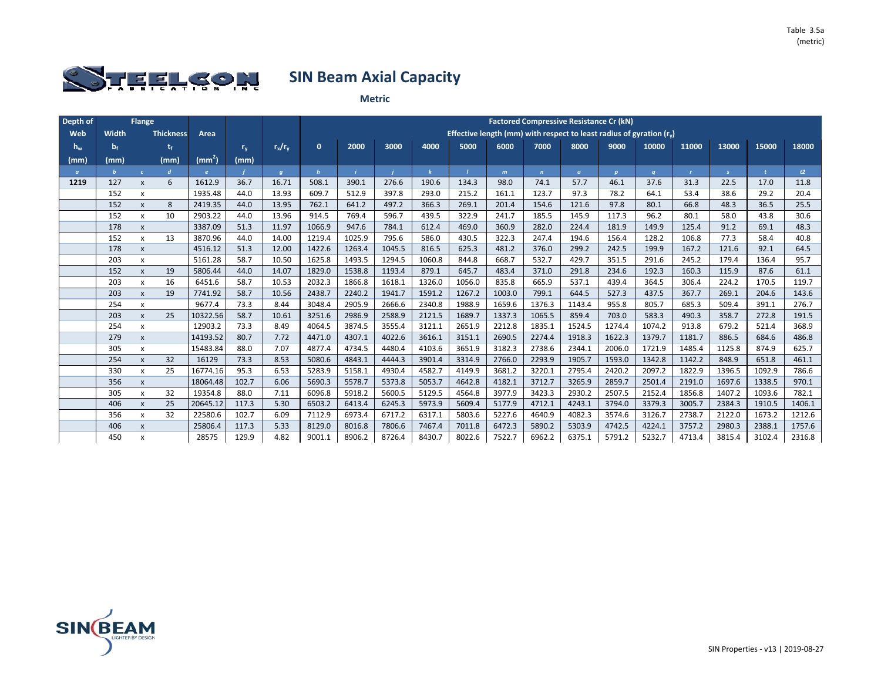Table 3.5a
(metric)

# SIN Beam Axial Capacity

**Metric**

| Depth of Web | Flange | | | Area | | | Factored Compressive Resistance Cr (kN) | | | | | | | | | | | | | |
|---|---|---|---|---|---|---|---|---|---|---|---|---|---|---|---|---|---|---|---|---|
| | Width | | Thickness | | | | Effective length (mm) with respect to least radius of gyration ($r_y$) | | | | | | | | | | | | | |
| $h_w$ | $b_f$ | | $t_f$ | | $r_y$ | $r_x/r_y$ | 0 | 2000 | 3000 | 4000 | 5000 | 6000 | 7000 | 8000 | 9000 | 10000 | 11000 | 13000 | 15000 | 18000 |
| (mm) | (mm) | | (mm) | ($mm^2$) | (mm) | | | | | | | | | | | | | | | |
| *a* | *b* | *c* | *d* | *e* | *f* | *g* | *h* | *i* | *j* | *k* | *l* | *m* | *n* | *o* | *p* | *q* | *r* | *s* | *t* | *t2* |
| **1219** | 127 | x | 6 | 1612.9 | 36.7 | 16.71 | 508.1 | 390.1 | 276.6 | 190.6 | 134.3 | 98.0 | 74.1 | 57.7 | 46.1 | 37.6 | 31.3 | 22.5 | 17.0 | 11.8 |
| | 152 | x | | 1935.48 | 44.0 | 13.93 | 609.7 | 512.9 | 397.8 | 293.0 | 215.2 | 161.1 | 123.7 | 97.3 | 78.2 | 64.1 | 53.4 | 38.6 | 29.2 | 20.4 |
| | 152 | x | 8 | 2419.35 | 44.0 | 13.95 | 762.1 | 641.2 | 497.2 | 366.3 | 269.1 | 201.4 | 154.6 | 121.6 | 97.8 | 80.1 | 66.8 | 48.3 | 36.5 | 25.5 |
| | 152 | x | 10 | 2903.22 | 44.0 | 13.96 | 914.5 | 769.4 | 596.7 | 439.5 | 322.9 | 241.7 | 185.5 | 145.9 | 117.3 | 96.2 | 80.1 | 58.0 | 43.8 | 30.6 |
| | 178 | x | | 3387.09 | 51.3 | 11.97 | 1066.9 | 947.6 | 784.1 | 612.4 | 469.0 | 360.9 | 282.0 | 224.4 | 181.9 | 149.9 | 125.4 | 91.2 | 69.1 | 48.3 |
| | 152 | x | 13 | 3870.96 | 44.0 | 14.00 | 1219.4 | 1025.9 | 795.6 | 586.0 | 430.5 | 322.3 | 247.4 | 194.6 | 156.4 | 128.2 | 106.8 | 77.3 | 58.4 | 40.8 |
| | 178 | x | | 4516.12 | 51.3 | 12.00 | 1422.6 | 1263.4 | 1045.5 | 816.5 | 625.3 | 481.2 | 376.0 | 299.2 | 242.5 | 199.9 | 167.2 | 121.6 | 92.1 | 64.5 |
| | 203 | x | | 5161.28 | 58.7 | 10.50 | 1625.8 | 1493.5 | 1294.5 | 1060.8 | 844.8 | 668.7 | 532.7 | 429.7 | 351.5 | 291.6 | 245.2 | 179.4 | 136.4 | 95.7 |
| | 152 | x | 19 | 5806.44 | 44.0 | 14.07 | 1829.0 | 1538.8 | 1193.4 | 879.1 | 645.7 | 483.4 | 371.0 | 291.8 | 234.6 | 192.3 | 160.3 | 115.9 | 87.6 | 61.1 |
| | 203 | x | 16 | 6451.6 | 58.7 | 10.53 | 2032.3 | 1866.8 | 1618.1 | 1326.0 | 1056.0 | 835.8 | 665.9 | 537.1 | 439.4 | 364.5 | 306.4 | 224.2 | 170.5 | 119.7 |
| | 203 | x | 19 | 7741.92 | 58.7 | 10.56 | 2438.7 | 2240.2 | 1941.7 | 1591.2 | 1267.2 | 1003.0 | 799.1 | 644.5 | 527.3 | 437.5 | 367.7 | 269.1 | 204.6 | 143.6 |
| | 254 | x | | 9677.4 | 73.3 | 8.44 | 3048.4 | 2905.9 | 2666.6 | 2340.8 | 1988.9 | 1659.6 | 1376.3 | 1143.4 | 955.8 | 805.7 | 685.3 | 509.4 | 391.1 | 276.7 |
| | 203 | x | 25 | 10322.56 | 58.7 | 10.61 | 3251.6 | 2986.9 | 2588.9 | 2121.5 | 1689.7 | 1337.3 | 1065.5 | 859.4 | 703.0 | 583.3 | 490.3 | 358.7 | 272.8 | 191.5 |
| | 254 | x | | 12903.2 | 73.3 | 8.49 | 4064.5 | 3874.5 | 3555.4 | 3121.1 | 2651.9 | 2212.8 | 1835.1 | 1524.5 | 1274.4 | 1074.2 | 913.8 | 679.2 | 521.4 | 368.9 |
| | 279 | x | | 14193.52 | 80.7 | 7.72 | 4471.0 | 4307.1 | 4022.6 | 3616.1 | 3151.1 | 2690.5 | 2274.4 | 1918.3 | 1622.3 | 1379.7 | 1181.7 | 886.5 | 684.6 | 486.8 |
| | 305 | x | | 15483.84 | 88.0 | 7.07 | 4877.4 | 4734.5 | 4480.4 | 4103.6 | 3651.9 | 3182.3 | 2738.6 | 2344.1 | 2006.0 | 1721.9 | 1485.4 | 1125.8 | 874.9 | 625.7 |
| | 254 | x | 32 | 16129 | 73.3 | 8.53 | 5080.6 | 4843.1 | 4444.3 | 3901.4 | 3314.9 | 2766.0 | 2293.9 | 1905.7 | 1593.0 | 1342.8 | 1142.2 | 848.9 | 651.8 | 461.1 |
| | 330 | x | 25 | 16774.16 | 95.3 | 6.53 | 5283.9 | 5158.1 | 4930.4 | 4582.7 | 4149.9 | 3681.2 | 3220.1 | 2795.4 | 2420.2 | 2097.2 | 1822.9 | 1396.5 | 1092.9 | 786.6 |
| | 356 | x | | 18064.48 | 102.7 | 6.06 | 5690.3 | 5578.7 | 5373.8 | 5053.7 | 4642.8 | 4182.1 | 3712.7 | 3265.9 | 2859.7 | 2501.4 | 2191.0 | 1697.6 | 1338.5 | 970.1 |
| | 305 | x | 32 | 19354.8 | 88.0 | 7.11 | 6096.8 | 5918.2 | 5600.5 | 5129.5 | 4564.8 | 3977.9 | 3423.3 | 2930.2 | 2507.5 | 2152.4 | 1856.8 | 1407.2 | 1093.6 | 782.1 |
| | 406 | x | 25 | 20645.12 | 117.3 | 5.30 | 6503.2 | 6413.4 | 6245.3 | 5973.9 | 5609.4 | 5177.9 | 4712.1 | 4243.1 | 3794.0 | 3379.3 | 3005.7 | 2384.3 | 1910.5 | 1406.1 |
| | 356 | x | 32 | 22580.6 | 102.7 | 6.09 | 7112.9 | 6973.4 | 6717.2 | 6317.1 | 5803.6 | 5227.6 | 4640.9 | 4082.3 | 3574.6 | 3126.7 | 2738.7 | 2122.0 | 1673.2 | 1212.6 |
| | 406 | x | | 25806.4 | 117.3 | 5.33 | 8129.0 | 8016.8 | 7806.6 | 7467.4 | 7011.8 | 6472.3 | 5890.2 | 5303.9 | 4742.5 | 4224.1 | 3757.2 | 2980.3 | 2388.1 | 1757.6 |
| | 450 | x | | 28575 | 129.9 | 4.82 | 9001.1 | 8906.2 | 8726.4 | 8430.7 | 8022.6 | 7522.7 | 6962.2 | 6375.1 | 5791.2 | 5232.7 | 4713.4 | 3815.4 | 3102.4 | 2316.8 |

SIN Properties - v13 | 2019-08-27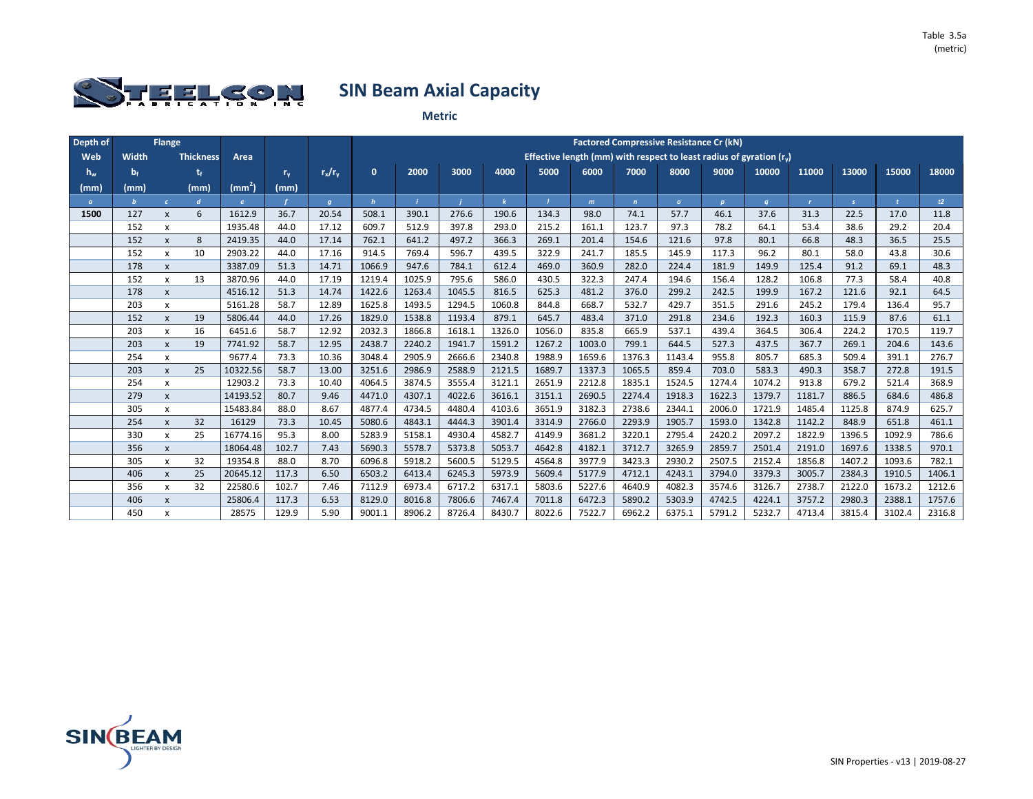Table 3.5a
(metric)

# SIN Beam Axial Capacity

**Metric**

| Depth of Web | Flange | | | Area | | | Factored Compressive Resistance Cr (kN) | | | | | | | | | | | | | |
|---|---|---|---|---|---|---|---|---|---|---|---|---|---|---|---|---|---|---|---|---|
| | Width | | Thickness | | | | Effective length (mm) with respect to least radius of gyration ($r_y$) | | | | | | | | | | | | | |
| $h_w$ | $b_f$ | | $t_f$ | | $r_y$ | $r_x/r_y$ | 0 | 2000 | 3000 | 4000 | 5000 | 6000 | 7000 | 8000 | 9000 | 10000 | 11000 | 13000 | 15000 | 18000 |
| (mm) | (mm) | | (mm) | (mm$^2$) | (mm) | | | | | | | | | | | | | | | |
| *a* | *b* | *c* | *d* | *e* | *f* | *g* | *h* | *i* | *j* | *k* | *l* | *m* | *n* | *o* | *p* | *q* | *r* | *s* | *t* | *t2* |
| **1500** | 127 | x | 6 | 1612.9 | 36.7 | 20.54 | 508.1 | 390.1 | 276.6 | 190.6 | 134.3 | 98.0 | 74.1 | 57.7 | 46.1 | 37.6 | 31.3 | 22.5 | 17.0 | 11.8 |
| | 152 | x | | 1935.48 | 44.0 | 17.12 | 609.7 | 512.9 | 397.8 | 293.0 | 215.2 | 161.1 | 123.7 | 97.3 | 78.2 | 64.1 | 53.4 | 38.6 | 29.2 | 20.4 |
| | 152 | x | 8 | 2419.35 | 44.0 | 17.14 | 762.1 | 641.2 | 497.2 | 366.3 | 269.1 | 201.4 | 154.6 | 121.6 | 97.8 | 80.1 | 66.8 | 48.3 | 36.5 | 25.5 |
| | 152 | x | 10 | 2903.22 | 44.0 | 17.16 | 914.5 | 769.4 | 596.7 | 439.5 | 322.9 | 241.7 | 185.5 | 145.9 | 117.3 | 96.2 | 80.1 | 58.0 | 43.8 | 30.6 |
| | 178 | x | | 3387.09 | 51.3 | 14.71 | 1066.9 | 947.6 | 784.1 | 612.4 | 469.0 | 360.9 | 282.0 | 224.4 | 181.9 | 149.9 | 125.4 | 91.2 | 69.1 | 48.3 |
| | 152 | x | 13 | 3870.96 | 44.0 | 17.19 | 1219.4 | 1025.9 | 795.6 | 586.0 | 430.5 | 322.3 | 247.4 | 194.6 | 156.4 | 128.2 | 106.8 | 77.3 | 58.4 | 40.8 |
| | 178 | x | | 4516.12 | 51.3 | 14.74 | 1422.6 | 1263.4 | 1045.5 | 816.5 | 625.3 | 481.2 | 376.0 | 299.2 | 242.5 | 199.9 | 167.2 | 121.6 | 92.1 | 64.5 |
| | 203 | x | | 5161.28 | 58.7 | 12.89 | 1625.8 | 1493.5 | 1294.5 | 1060.8 | 844.8 | 668.7 | 532.7 | 429.7 | 351.5 | 291.6 | 245.2 | 179.4 | 136.4 | 95.7 |
| | 152 | x | 19 | 5806.44 | 44.0 | 17.26 | 1829.0 | 1538.8 | 1193.4 | 879.1 | 645.7 | 483.4 | 371.0 | 291.8 | 234.6 | 192.3 | 160.3 | 115.9 | 87.6 | 61.1 |
| | 203 | x | 16 | 6451.6 | 58.7 | 12.92 | 2032.3 | 1866.8 | 1618.1 | 1326.0 | 1056.0 | 835.8 | 665.9 | 537.1 | 439.4 | 364.5 | 306.4 | 224.2 | 170.5 | 119.7 |
| | 203 | x | 19 | 7741.92 | 58.7 | 12.95 | 2438.7 | 2240.2 | 1941.7 | 1591.2 | 1267.2 | 1003.0 | 799.1 | 644.5 | 527.3 | 437.5 | 367.7 | 269.1 | 204.6 | 143.6 |
| | 254 | x | | 9677.4 | 73.3 | 10.36 | 3048.4 | 2905.9 | 2666.6 | 2340.8 | 1988.9 | 1659.6 | 1376.3 | 1143.4 | 955.8 | 805.7 | 685.3 | 509.4 | 391.1 | 276.7 |
| | 203 | x | 25 | 10322.56 | 58.7 | 13.00 | 3251.6 | 2986.9 | 2588.9 | 2121.5 | 1689.7 | 1337.3 | 1065.5 | 859.4 | 703.0 | 583.3 | 490.3 | 358.7 | 272.8 | 191.5 |
| | 254 | x | | 12903.2 | 73.3 | 10.40 | 4064.5 | 3874.5 | 3555.4 | 3121.1 | 2651.9 | 2212.8 | 1835.1 | 1524.5 | 1274.4 | 1074.2 | 913.8 | 679.2 | 521.4 | 368.9 |
| | 279 | x | | 14193.52 | 80.7 | 9.46 | 4471.0 | 4307.1 | 4022.6 | 3616.1 | 3151.1 | 2690.5 | 2274.4 | 1918.3 | 1622.3 | 1379.7 | 1181.7 | 886.5 | 684.6 | 486.8 |
| | 305 | x | | 15483.84 | 88.0 | 8.67 | 4877.4 | 4734.5 | 4480.4 | 4103.6 | 3651.9 | 3182.3 | 2738.6 | 2344.1 | 2006.0 | 1721.9 | 1485.4 | 1125.8 | 874.9 | 625.7 |
| | 254 | x | 32 | 16129 | 73.3 | 10.45 | 5080.6 | 4843.1 | 4444.3 | 3901.4 | 3314.9 | 2766.0 | 2293.9 | 1905.7 | 1593.0 | 1342.8 | 1142.2 | 848.9 | 651.8 | 461.1 |
| | 330 | x | 25 | 16774.16 | 95.3 | 8.00 | 5283.9 | 5158.1 | 4930.4 | 4582.7 | 4149.9 | 3681.2 | 3220.1 | 2795.4 | 2420.2 | 2097.2 | 1822.9 | 1396.5 | 1092.9 | 786.6 |
| | 356 | x | | 18064.48 | 102.7 | 7.43 | 5690.3 | 5578.7 | 5373.8 | 5053.7 | 4642.8 | 4182.1 | 3712.7 | 3265.9 | 2859.7 | 2501.4 | 2191.0 | 1697.6 | 1338.5 | 970.1 |
| | 305 | x | 32 | 19354.8 | 88.0 | 8.70 | 6096.8 | 5918.2 | 5600.5 | 5129.5 | 4564.8 | 3977.9 | 3423.3 | 2930.2 | 2507.5 | 2152.4 | 1856.8 | 1407.2 | 1093.6 | 782.1 |
| | 406 | x | 25 | 20645.12 | 117.3 | 6.50 | 6503.2 | 6413.4 | 6245.3 | 5973.9 | 5609.4 | 5177.9 | 4712.1 | 4243.1 | 3794.0 | 3379.3 | 3005.7 | 2384.3 | 1910.5 | 1406.1 |
| | 356 | x | 32 | 22580.6 | 102.7 | 7.46 | 7112.9 | 6973.4 | 6717.2 | 6317.1 | 5803.6 | 5227.6 | 4640.9 | 4082.3 | 3574.6 | 3126.7 | 2738.7 | 2122.0 | 1673.2 | 1212.6 |
| | 406 | x | | 25806.4 | 117.3 | 6.53 | 8129.0 | 8016.8 | 7806.6 | 7467.4 | 7011.8 | 6472.3 | 5890.2 | 5303.9 | 4742.5 | 4224.1 | 3757.2 | 2980.3 | 2388.1 | 1757.6 |
| | 450 | x | | 28575 | 129.9 | 5.90 | 9001.1 | 8906.2 | 8726.4 | 8430.7 | 8022.6 | 7522.7 | 6962.2 | 6375.1 | 5791.2 | 5232.7 | 4713.4 | 3815.4 | 3102.4 | 2316.8 |

SIN Properties - v13 | 2019-08-27